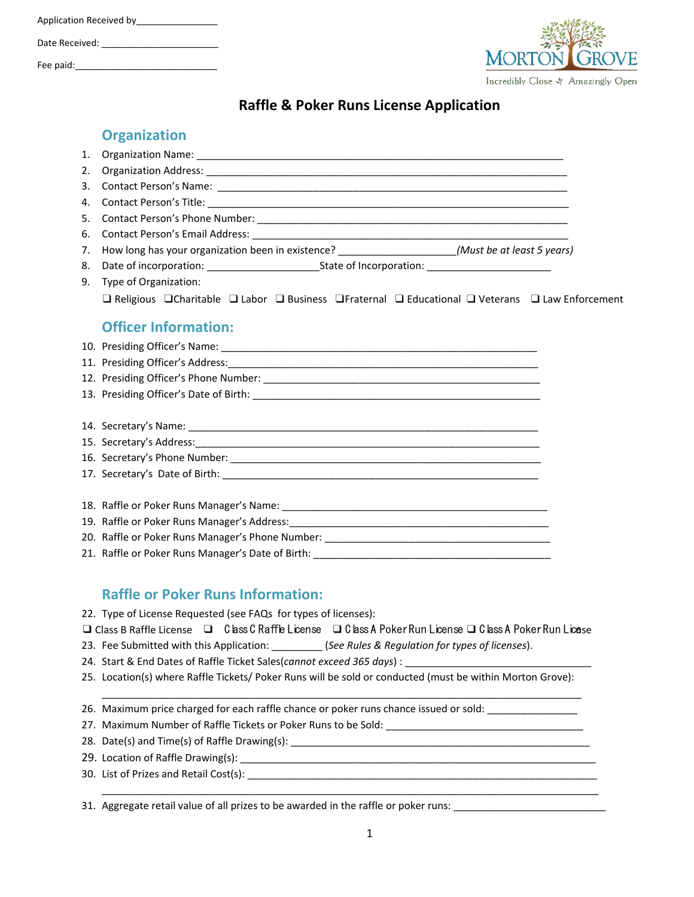Application Received by________________

Date Received: _______________________

Fee paid:____________________________

Morton Grove

Incredibly Close ✣ Amazingly Open

# Raffle & Poker Runs License Application

## Organization

1. Organization Name: ________________________________________________________________
2. Organization Address: ______________________________________________________________
3. Contact Person's Name: _____________________________________________________________
4. Contact Person's Title: ______________________________________________________________
5. Contact Person's Phone Number: _______________________________________________________
6. Contact Person's Email Address: _______________________________________________________
7. How long has your organization been in existence? ____________________*(Must be at least 5 years)*
8. Date of incorporation: ___________________State of Incorporation: _____________________
9. Type of Organization:

   ❑ Religious ❑Charitable ❑ Labor ❑ Business ❑Fraternal ❑ Educational ❑ Veterans ❑ Law Enforcement

## Officer Information:

10. Presiding Officer's Name: ____________________________________________________
11. Presiding Officer's Address:__________________________________________________
12. Presiding Officer's Phone Number: _____________________________________________
13. Presiding Officer's Date of Birth: _____________________________________________

14. Secretary's Name: _________________________________________________________
15. Secretary's Address:_______________________________________________________
16. Secretary's Phone Number: __________________________________________________
17. Secretary's Date of Birth: __________________________________________________

18. Raffle or Poker Runs Manager's Name: _____________________________________
19. Raffle or Poker Runs Manager's Address:___________________________________
20. Raffle or Poker Runs Manager's Phone Number: ______________________________
21. Raffle or Poker Runs Manager's Date of Birth: ______________________________

## Raffle or Poker Runs Information:

22. Type of License Requested (see FAQs for types of licenses):

❑ Class B Raffle License ❑ Class C Raffle License ❑ Class A Poker Run License ❑ Class A Poker Run License

23. Fee Submitted with this Application: _________ *(See Rules & Regulation for types of licenses)*.
24. Start & End Dates of Raffle Ticket Sales*(cannot exceed 365 days)* : _______________________________
25. Location(s) where Raffle Tickets/ Poker Runs will be sold or conducted (must be within Morton Grove):

    ________________________________________________________________________________
26. Maximum price charged for each raffle chance or poker runs chance issued or sold: _______________
27. Maximum Number of Raffle Tickets or Poker Runs to be Sold: __________________________________
28. Date(s) and Time(s) of Raffle Drawing(s): _______________________________________________
29. Location of Raffle Drawing(s): ________________________________________________________
30. List of Prizes and Retail Cost(s): _____________________________________________________

    ________________________________________________________________________________
31. Aggregate retail value of all prizes to be awarded in the raffle or poker runs: _________________________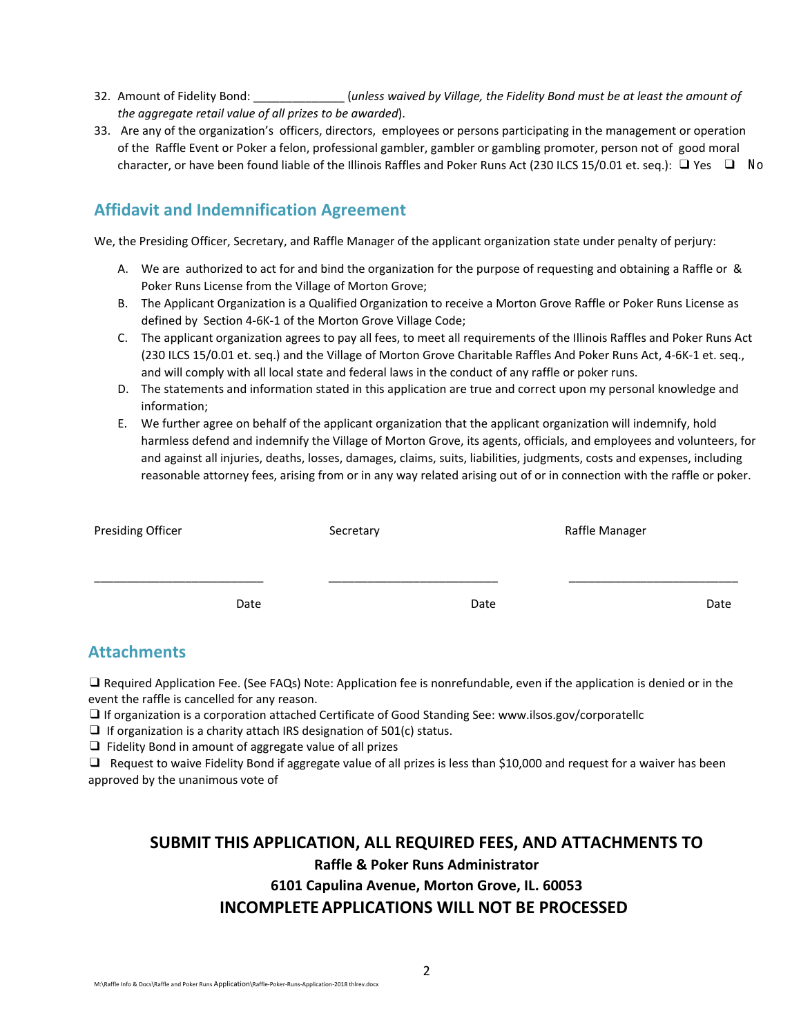32. Amount of Fidelity Bond: ______________ (*unless waived by Village, the Fidelity Bond must be at least the amount of the aggregate retail value of all prizes to be awarded*).
33. Are any of the organization's officers, directors, employees or persons participating in the management or operation of the Raffle Event or Poker a felon, professional gambler, gambler or gambling promoter, person not of good moral character, or have been found liable of the Illinois Raffles and Poker Runs Act (230 ILCS 15/0.01 et. seq.): ❑ Yes ❑ No

## Affidavit and Indemnification Agreement

We, the Presiding Officer, Secretary, and Raffle Manager of the applicant organization state under penalty of perjury:

A. We are authorized to act for and bind the organization for the purpose of requesting and obtaining a Raffle or & Poker Runs License from the Village of Morton Grove;
B. The Applicant Organization is a Qualified Organization to receive a Morton Grove Raffle or Poker Runs License as defined by Section 4-6K-1 of the Morton Grove Village Code;
C. The applicant organization agrees to pay all fees, to meet all requirements of the Illinois Raffles and Poker Runs Act (230 ILCS 15/0.01 et. seq.) and the Village of Morton Grove Charitable Raffles And Poker Runs Act, 4-6K-1 et. seq., and will comply with all local state and federal laws in the conduct of any raffle or poker runs.
D. The statements and information stated in this application are true and correct upon my personal knowledge and information;
E. We further agree on behalf of the applicant organization that the applicant organization will indemnify, hold harmless defend and indemnify the Village of Morton Grove, its agents, officials, and employees and volunteers, for and against all injuries, deaths, losses, damages, claims, suits, liabilities, judgments, costs and expenses, including reasonable attorney fees, arising from or in any way related arising out of or in connection with the raffle or poker.

| Presiding Officer | Secretary | Raffle Manager |
|---|---|---|
| __________________________ | __________________________ | __________________________ |
| Date | Date | Date |

## Attachments

❑ Required Application Fee. (See FAQs) Note: Application fee is nonrefundable, even if the application is denied or in the event the raffle is cancelled for any reason.
❑ If organization is a corporation attached Certificate of Good Standing See: www.ilsos.gov/corporatellc
❑ If organization is a charity attach IRS designation of 501(c) status.
❑ Fidelity Bond in amount of aggregate value of all prizes
❑ Request to waive Fidelity Bond if aggregate value of all prizes is less than $10,000 and request for a waiver has been approved by the unanimous vote of

**SUBMIT THIS APPLICATION, ALL REQUIRED FEES, AND ATTACHMENTS TO**

**Raffle & Poker Runs Administrator**

**6101 Capulina Avenue, Morton Grove, IL. 60053**

**INCOMPLETE APPLICATIONS WILL NOT BE PROCESSED**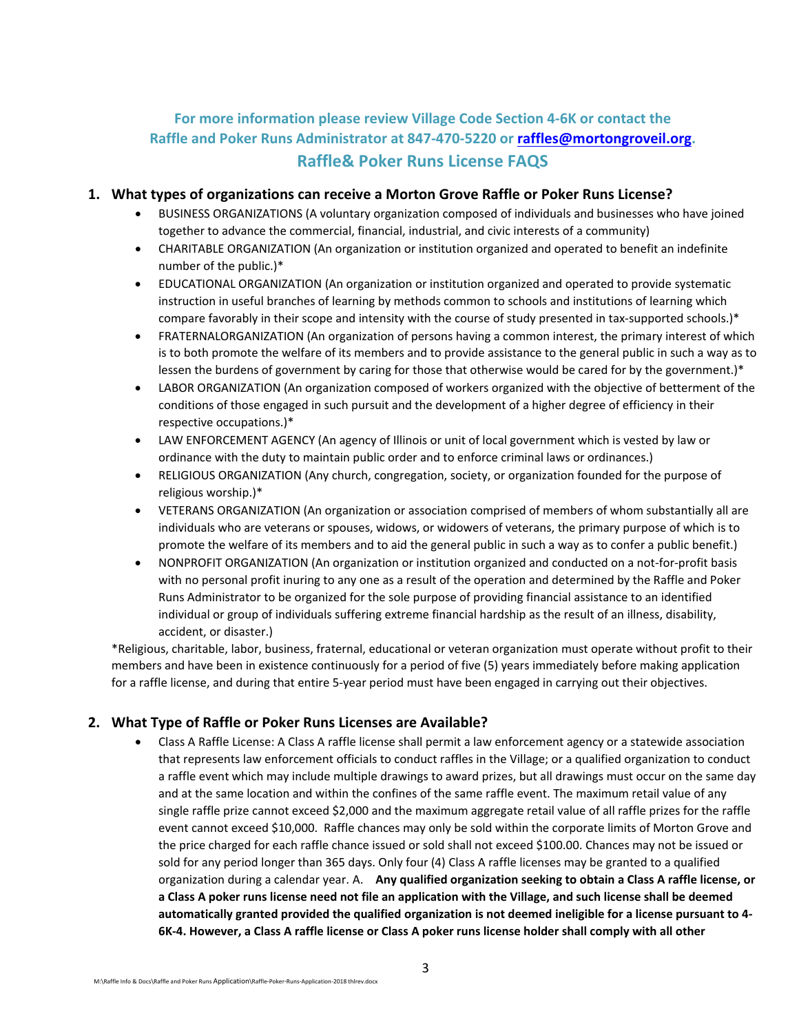**For more information please review Village Code Section 4-6K or contact the Raffle and Poker Runs Administrator at 847-470-5220 or [raffles@mortongroveil.org](mailto:raffles@mortongroveil.org).**

## Raffle& Poker Runs License FAQS

### 1. What types of organizations can receive a Morton Grove Raffle or Poker Runs License?

- BUSINESS ORGANIZATIONS (A voluntary organization composed of individuals and businesses who have joined together to advance the commercial, financial, industrial, and civic interests of a community)
- CHARITABLE ORGANIZATION (An organization or institution organized and operated to benefit an indefinite number of the public.)*
- EDUCATIONAL ORGANIZATION (An organization or institution organized and operated to provide systematic instruction in useful branches of learning by methods common to schools and institutions of learning which compare favorably in their scope and intensity with the course of study presented in tax-supported schools.)*
- FRATERNALORGANIZATION (An organization of persons having a common interest, the primary interest of which is to both promote the welfare of its members and to provide assistance to the general public in such a way as to lessen the burdens of government by caring for those that otherwise would be cared for by the government.)*
- LABOR ORGANIZATION (An organization composed of workers organized with the objective of betterment of the conditions of those engaged in such pursuit and the development of a higher degree of efficiency in their respective occupations.)*
- LAW ENFORCEMENT AGENCY (An agency of Illinois or unit of local government which is vested by law or ordinance with the duty to maintain public order and to enforce criminal laws or ordinances.)
- RELIGIOUS ORGANIZATION (Any church, congregation, society, or organization founded for the purpose of religious worship.)*
- VETERANS ORGANIZATION (An organization or association comprised of members of whom substantially all are individuals who are veterans or spouses, widows, or widowers of veterans, the primary purpose of which is to promote the welfare of its members and to aid the general public in such a way as to confer a public benefit.)
- NONPROFIT ORGANIZATION (An organization or institution organized and conducted on a not-for-profit basis with no personal profit inuring to any one as a result of the operation and determined by the Raffle and Poker Runs Administrator to be organized for the sole purpose of providing financial assistance to an identified individual or group of individuals suffering extreme financial hardship as the result of an illness, disability, accident, or disaster.)

*Religious, charitable, labor, business, fraternal, educational or veteran organization must operate without profit to their members and have been in existence continuously for a period of five (5) years immediately before making application for a raffle license, and during that entire 5-year period must have been engaged in carrying out their objectives.

### 2. What Type of Raffle or Poker Runs Licenses are Available?

- Class A Raffle License: A Class A raffle license shall permit a law enforcement agency or a statewide association that represents law enforcement officials to conduct raffles in the Village; or a qualified organization to conduct a raffle event which may include multiple drawings to award prizes, but all drawings must occur on the same day and at the same location and within the confines of the same raffle event. The maximum retail value of any single raffle prize cannot exceed $2,000 and the maximum aggregate retail value of all raffle prizes for the raffle event cannot exceed $10,000. Raffle chances may only be sold within the corporate limits of Morton Grove and the price charged for each raffle chance issued or sold shall not exceed $100.00. Chances may not be issued or sold for any period longer than 365 days. Only four (4) Class A raffle licenses may be granted to a qualified organization during a calendar year. A. **Any qualified organization seeking to obtain a Class A raffle license, or a Class A poker runs license need not file an application with the Village, and such license shall be deemed automatically granted provided the qualified organization is not deemed ineligible for a license pursuant to 4-6K-4. However, a Class A raffle license or Class A poker runs license holder shall comply with all other**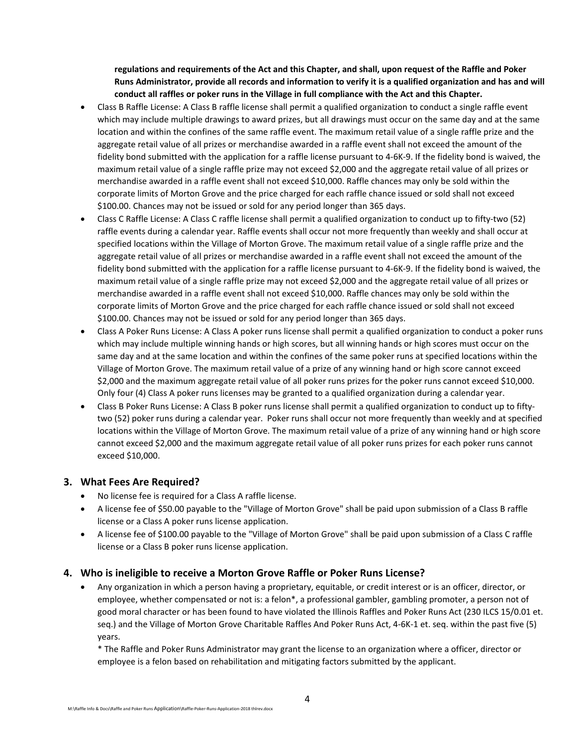**regulations and requirements of the Act and this Chapter, and shall, upon request of the Raffle and Poker Runs Administrator, provide all records and information to verify it is a qualified organization and has and will conduct all raffles or poker runs in the Village in full compliance with the Act and this Chapter.**

- Class B Raffle License: A Class B raffle license shall permit a qualified organization to conduct a single raffle event which may include multiple drawings to award prizes, but all drawings must occur on the same day and at the same location and within the confines of the same raffle event. The maximum retail value of a single raffle prize and the aggregate retail value of all prizes or merchandise awarded in a raffle event shall not exceed the amount of the fidelity bond submitted with the application for a raffle license pursuant to 4-6K-9. If the fidelity bond is waived, the maximum retail value of a single raffle prize may not exceed $2,000 and the aggregate retail value of all prizes or merchandise awarded in a raffle event shall not exceed $10,000. Raffle chances may only be sold within the corporate limits of Morton Grove and the price charged for each raffle chance issued or sold shall not exceed $100.00. Chances may not be issued or sold for any period longer than 365 days.
- Class C Raffle License: A Class C raffle license shall permit a qualified organization to conduct up to fifty-two (52) raffle events during a calendar year. Raffle events shall occur not more frequently than weekly and shall occur at specified locations within the Village of Morton Grove. The maximum retail value of a single raffle prize and the aggregate retail value of all prizes or merchandise awarded in a raffle event shall not exceed the amount of the fidelity bond submitted with the application for a raffle license pursuant to 4-6K-9. If the fidelity bond is waived, the maximum retail value of a single raffle prize may not exceed $2,000 and the aggregate retail value of all prizes or merchandise awarded in a raffle event shall not exceed $10,000. Raffle chances may only be sold within the corporate limits of Morton Grove and the price charged for each raffle chance issued or sold shall not exceed $100.00. Chances may not be issued or sold for any period longer than 365 days.
- Class A Poker Runs License: A Class A poker runs license shall permit a qualified organization to conduct a poker runs which may include multiple winning hands or high scores, but all winning hands or high scores must occur on the same day and at the same location and within the confines of the same poker runs at specified locations within the Village of Morton Grove. The maximum retail value of a prize of any winning hand or high score cannot exceed $2,000 and the maximum aggregate retail value of all poker runs prizes for the poker runs cannot exceed $10,000. Only four (4) Class A poker runs licenses may be granted to a qualified organization during a calendar year.
- Class B Poker Runs License: A Class B poker runs license shall permit a qualified organization to conduct up to fifty-two (52) poker runs during a calendar year. Poker runs shall occur not more frequently than weekly and at specified locations within the Village of Morton Grove. The maximum retail value of a prize of any winning hand or high score cannot exceed $2,000 and the maximum aggregate retail value of all poker runs prizes for each poker runs cannot exceed $10,000.

## 3. What Fees Are Required?

- No license fee is required for a Class A raffle license.
- A license fee of $50.00 payable to the "Village of Morton Grove" shall be paid upon submission of a Class B raffle license or a Class A poker runs license application.
- A license fee of $100.00 payable to the "Village of Morton Grove" shall be paid upon submission of a Class C raffle license or a Class B poker runs license application.

## 4. Who is ineligible to receive a Morton Grove Raffle or Poker Runs License?

- Any organization in which a person having a proprietary, equitable, or credit interest or is an officer, director, or employee, whether compensated or not is: a felon*, a professional gambler, gambling promoter, a person not of good moral character or has been found to have violated the Illinois Raffles and Poker Runs Act (230 ILCS 15/0.01 et. seq.) and the Village of Morton Grove Charitable Raffles And Poker Runs Act, 4-6K-1 et. seq. within the past five (5) years.

  * The Raffle and Poker Runs Administrator may grant the license to an organization where a officer, director or employee is a felon based on rehabilitation and mitigating factors submitted by the applicant.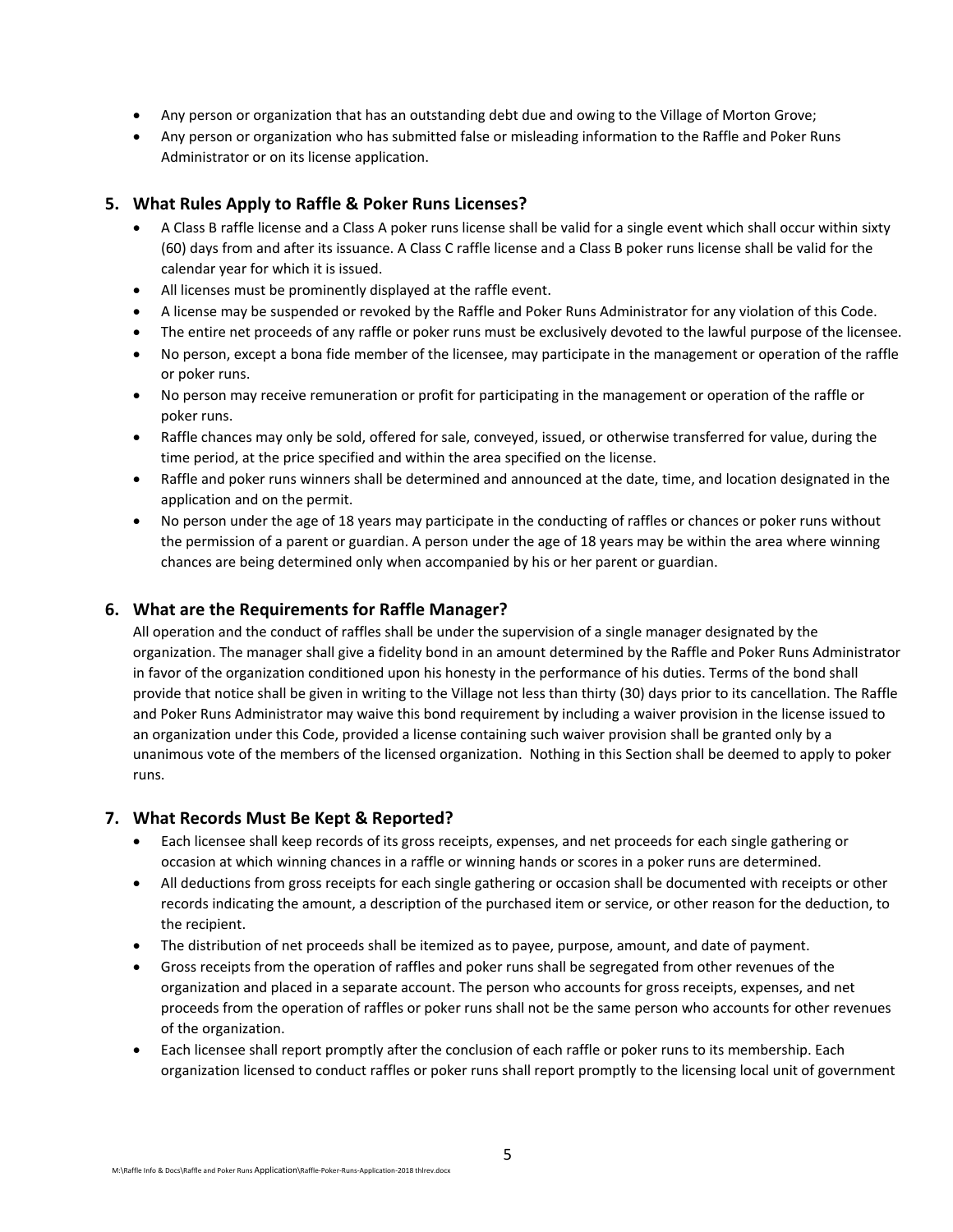- Any person or organization that has an outstanding debt due and owing to the Village of Morton Grove;
- Any person or organization who has submitted false or misleading information to the Raffle and Poker Runs Administrator or on its license application.

## 5. What Rules Apply to Raffle & Poker Runs Licenses?

- A Class B raffle license and a Class A poker runs license shall be valid for a single event which shall occur within sixty (60) days from and after its issuance. A Class C raffle license and a Class B poker runs license shall be valid for the calendar year for which it is issued.
- All licenses must be prominently displayed at the raffle event.
- A license may be suspended or revoked by the Raffle and Poker Runs Administrator for any violation of this Code.
- The entire net proceeds of any raffle or poker runs must be exclusively devoted to the lawful purpose of the licensee.
- No person, except a bona fide member of the licensee, may participate in the management or operation of the raffle or poker runs.
- No person may receive remuneration or profit for participating in the management or operation of the raffle or poker runs.
- Raffle chances may only be sold, offered for sale, conveyed, issued, or otherwise transferred for value, during the time period, at the price specified and within the area specified on the license.
- Raffle and poker runs winners shall be determined and announced at the date, time, and location designated in the application and on the permit.
- No person under the age of 18 years may participate in the conducting of raffles or chances or poker runs without the permission of a parent or guardian. A person under the age of 18 years may be within the area where winning chances are being determined only when accompanied by his or her parent or guardian.

## 6. What are the Requirements for Raffle Manager?

All operation and the conduct of raffles shall be under the supervision of a single manager designated by the organization. The manager shall give a fidelity bond in an amount determined by the Raffle and Poker Runs Administrator in favor of the organization conditioned upon his honesty in the performance of his duties. Terms of the bond shall provide that notice shall be given in writing to the Village not less than thirty (30) days prior to its cancellation. The Raffle and Poker Runs Administrator may waive this bond requirement by including a waiver provision in the license issued to an organization under this Code, provided a license containing such waiver provision shall be granted only by a unanimous vote of the members of the licensed organization. Nothing in this Section shall be deemed to apply to poker runs.

## 7. What Records Must Be Kept & Reported?

- Each licensee shall keep records of its gross receipts, expenses, and net proceeds for each single gathering or occasion at which winning chances in a raffle or winning hands or scores in a poker runs are determined.
- All deductions from gross receipts for each single gathering or occasion shall be documented with receipts or other records indicating the amount, a description of the purchased item or service, or other reason for the deduction, to the recipient.
- The distribution of net proceeds shall be itemized as to payee, purpose, amount, and date of payment.
- Gross receipts from the operation of raffles and poker runs shall be segregated from other revenues of the organization and placed in a separate account. The person who accounts for gross receipts, expenses, and net proceeds from the operation of raffles or poker runs shall not be the same person who accounts for other revenues of the organization.
- Each licensee shall report promptly after the conclusion of each raffle or poker runs to its membership. Each organization licensed to conduct raffles or poker runs shall report promptly to the licensing local unit of government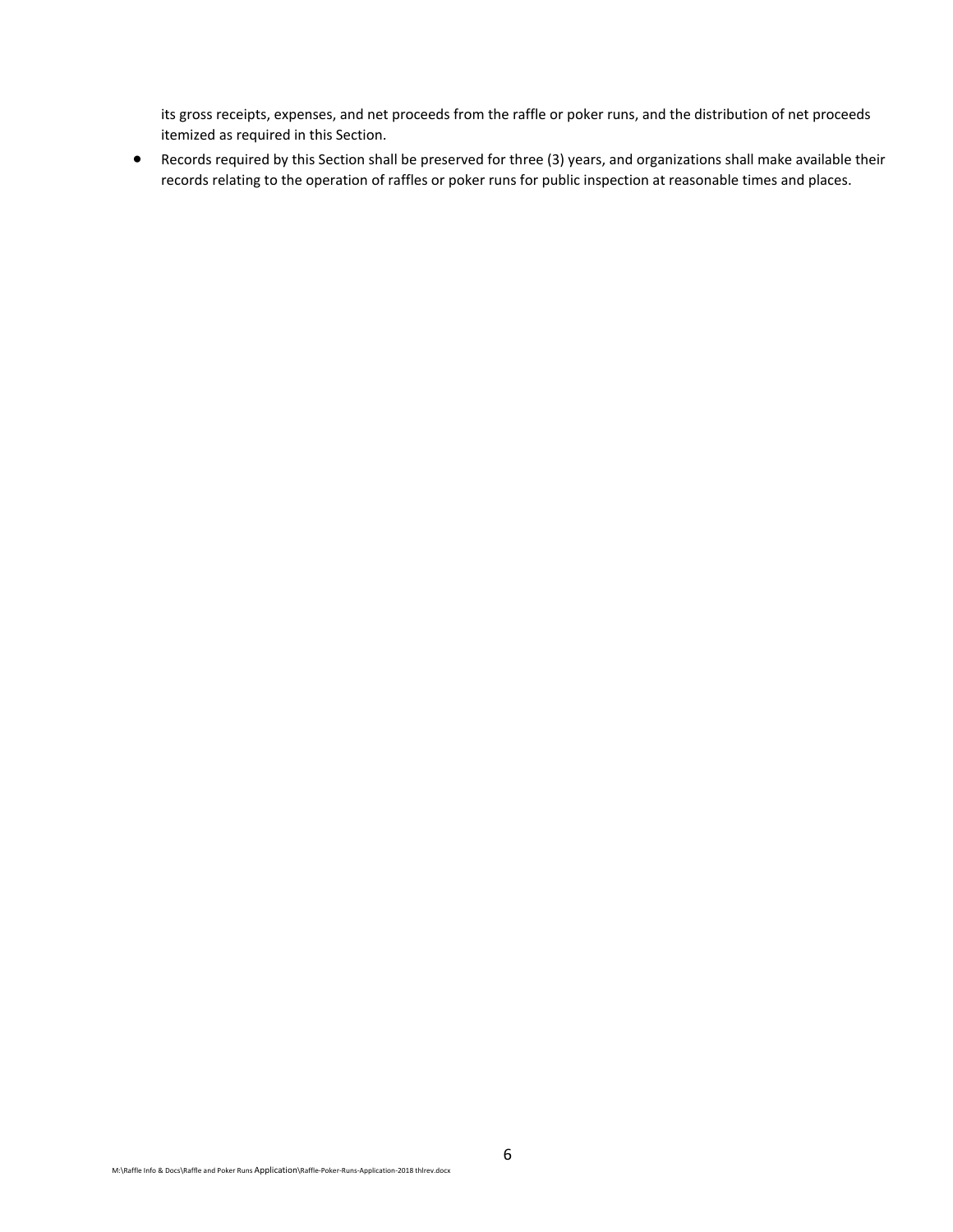its gross receipts, expenses, and net proceeds from the raffle or poker runs, and the distribution of net proceeds itemized as required in this Section.

- Records required by this Section shall be preserved for three (3) years, and organizations shall make available their records relating to the operation of raffles or poker runs for public inspection at reasonable times and places.